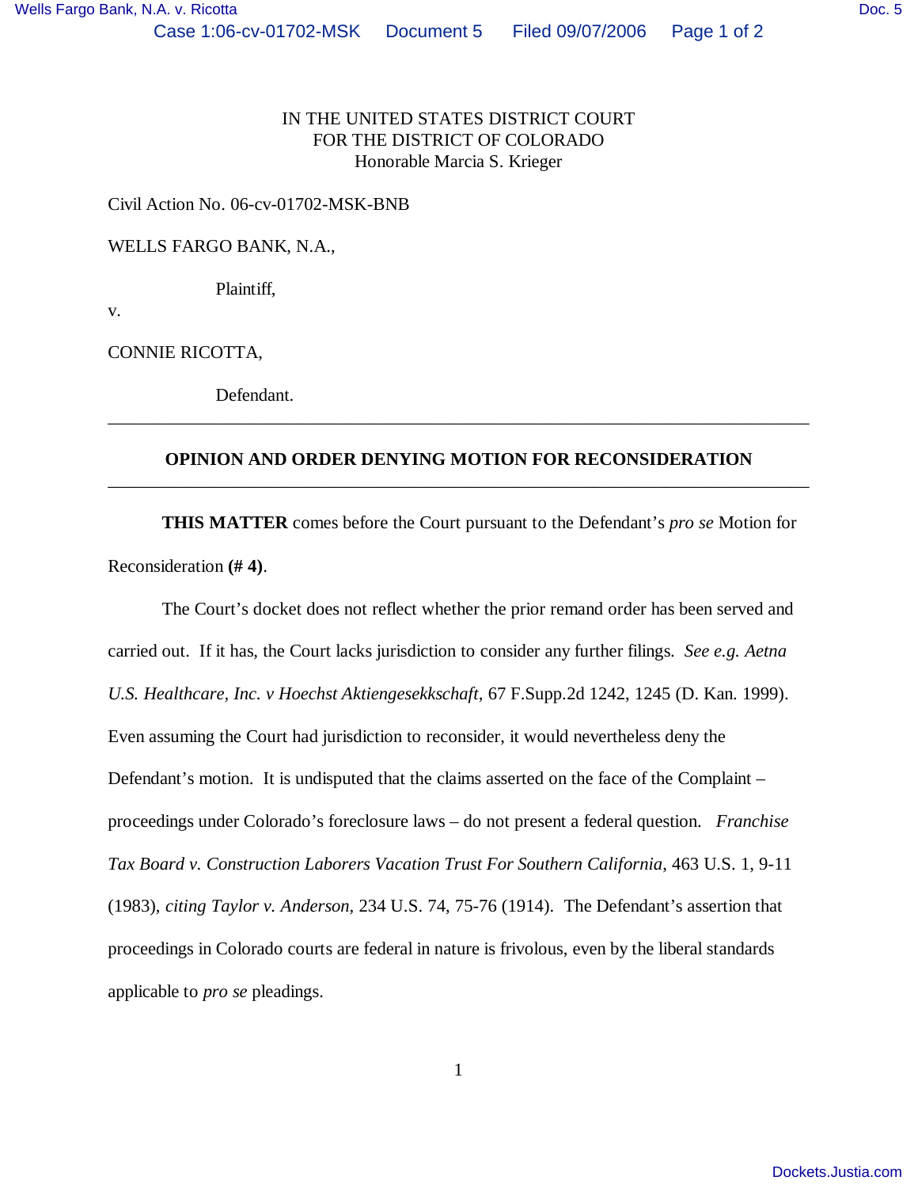IN THE UNITED STATES DISTRICT COURT
FOR THE DISTRICT OF COLORADO
Honorable Marcia S. Krieger

Civil Action No. 06-cv-01702-MSK-BNB

WELLS FARGO BANK, N.A.,

Plaintiff,

v.

CONNIE RICOTTA,

Defendant.

---

## OPINION AND ORDER DENYING MOTION FOR RECONSIDERATION

---

**THIS MATTER** comes before the Court pursuant to the Defendant's *pro se* Motion for Reconsideration **(# 4)**.

The Court's docket does not reflect whether the prior remand order has been served and carried out. If it has, the Court lacks jurisdiction to consider any further filings. *See e.g. Aetna U.S. Healthcare, Inc. v Hoechst Aktiengesekkschaft*, 67 F.Supp.2d 1242, 1245 (D. Kan. 1999). Even assuming the Court had jurisdiction to reconsider, it would nevertheless deny the Defendant's motion. It is undisputed that the claims asserted on the face of the Complaint – proceedings under Colorado's foreclosure laws – do not present a federal question. *Franchise Tax Board v. Construction Laborers Vacation Trust For Southern California*, 463 U.S. 1, 9-11 (1983), *citing Taylor v. Anderson*, 234 U.S. 74, 75-76 (1914). The Defendant's assertion that proceedings in Colorado courts are federal in nature is frivolous, even by the liberal standards applicable to *pro se* pleadings.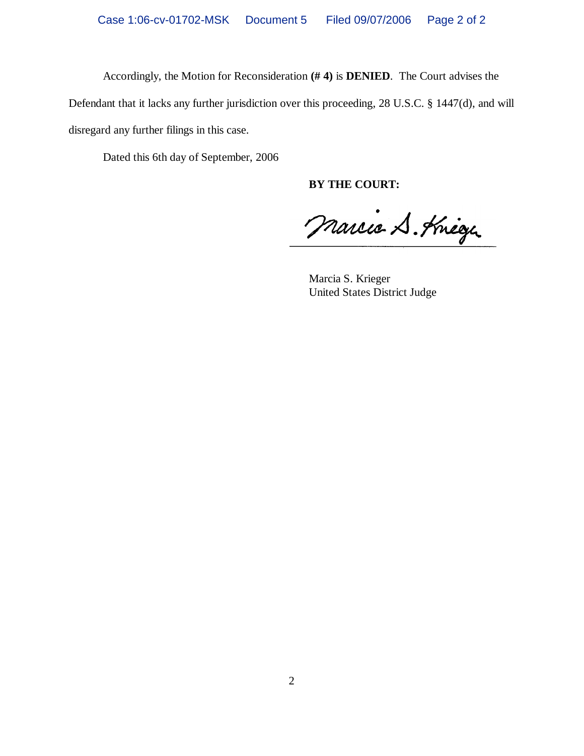Accordingly, the Motion for Reconsideration **(# 4)** is **DENIED**. The Court advises the Defendant that it lacks any further jurisdiction over this proceeding, 28 U.S.C. § 1447(d), and will disregard any further filings in this case.

Dated this 6th day of September, 2006

**BY THE COURT:**

Marcia S. Krieger
United States District Judge